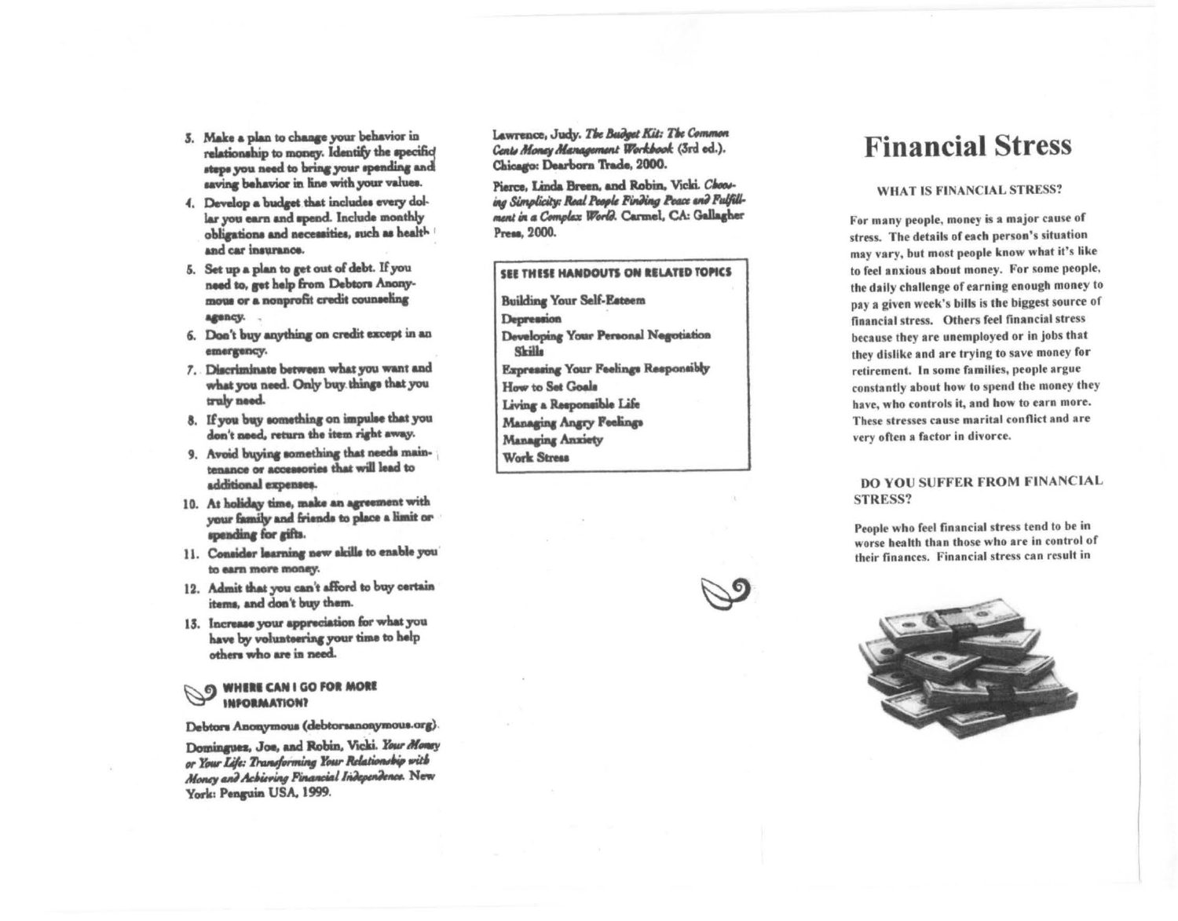3. Make a plan to change your behavior in relationship to money. Identify the specific steps you need to bring your spending and saving behavior in line with your values.
4. Develop a budget that includes every dollar you earn and spend. Include monthly obligations and necessities, such as health and car insurance.
5. Set up a plan to get out of debt. If you need to, get help from Debtors Anonymous or a nonprofit credit counseling agency.
6. Don't buy anything on credit except in an emergency.
7. Discriminate between what you want and what you need. Only buy things that you truly need.
8. If you buy something on impulse that you don't need, return the item right away.
9. Avoid buying something that needs maintenance or accessories that will lead to additional expenses.
10. At holiday time, make an agreement with your family and friends to place a limit on spending for gifts.
11. Consider learning new skills to enable you to earn more money.
12. Admit that you can't afford to buy certain items, and don't buy them.
13. Increase your appreciation for what you have by volunteering your time to help others who are in need.

## WHERE CAN I GO FOR MORE INFORMATION?

Debtors Anonymous (debtorsanonymous.org).

Dominguez, Joe, and Robin, Vicki. *Your Money or Your Life: Transforming Your Relationship with Money and Achieving Financial Independence.* New York: Penguin USA, 1999.

Lawrence, Judy. *The Budget Kit: The Common Cents Money Management Workbook* (3rd ed.). Chicago: Dearborn Trade, 2000.

Pierce, Linda Breen, and Robin, Vicki. *Choosing Simplicity: Real People Finding Peace and Fulfillment in a Complex World.* Carmel, CA: Gallagher Press, 2000.

**SEE THESE HANDOUTS ON RELATED TOPICS**

- Building Your Self-Esteem
- Depression
- Developing Your Personal Negotiation Skills
- Expressing Your Feelings Responsibly
- How to Set Goals
- Living a Responsible Life
- Managing Angry Feelings
- Managing Anxiety
- Work Stress

# Financial Stress

## WHAT IS FINANCIAL STRESS?

For many people, money is a major cause of stress. The details of each person's situation may vary, but most people know what it's like to feel anxious about money. For some people, the daily challenge of earning enough money to pay a given week's bills is the biggest source of financial stress. Others feel financial stress because they are unemployed or in jobs that they dislike and are trying to save money for retirement. In some families, people argue constantly about how to spend the money they have, who controls it, and how to earn more. These stresses cause marital conflict and are very often a factor in divorce.

## DO YOU SUFFER FROM FINANCIAL STRESS?

People who feel financial stress tend to be in worse health than those who are in control of their finances. Financial stress can result in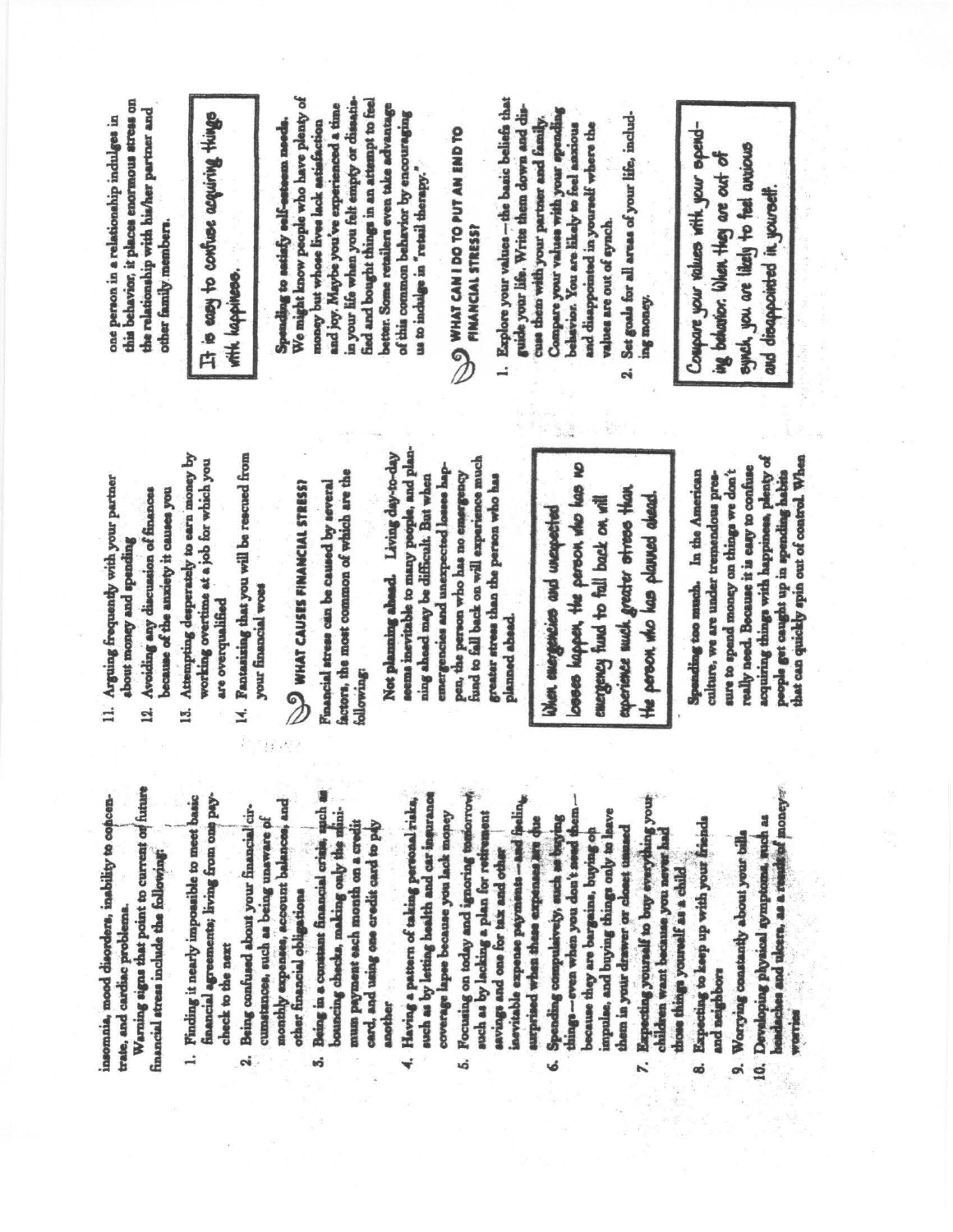insomnia, mood disorders, inability to concentrate, and cardiac problems.

Warning signs that point to current or future financial stress include the following:

1. Finding it nearly impossible to meet basic financial agreements; living from one paycheck to the next
2. Being confused about your financial circumstances, such as being unaware of monthly expenses, account balances, and other financial obligations
3. Being in a constant financial crisis, such as bouncing checks, making only the minimum payment each month on a credit card, and using one credit card to pay another
4. Having a pattern of taking personal risks, such as by letting health and car insurance coverage lapse because you lack money
5. Focusing on today and ignoring tomorrow, such as by lacking a plan for retirement savings and one for tax and other inevitable expense payments—and feeling surprised when these expenses are due
6. Spending compulsively, such as buying things—even when you don't need them—because they are bargains, buying on impulse, and buying things only to leave them in your drawer or closet unused
7. Expecting yourself to buy everything your children want because you never had those things yourself as a child
8. Expecting to keep up with your friends and neighbors
9. Worrying constantly about your bills
10. Developing physical symptoms, such as headaches and ulcers, as a result of money worries
11. Arguing frequently with your partner about money and spending
12. Avoiding any discussion of finances because of the anxiety it causes you
13. Attempting desperately to earn money by working overtime at a job for which you are overqualified
14. Fantasizing that you will be rescued from your financial woes

## WHAT CAUSES FINANCIAL STRESS?

Financial stress can be caused by several factors, the most common of which are the following:

**Not planning ahead.** Living day-to-day seems inevitable to many people, and planning ahead may be difficult. But when emergencies and unexpected losses happen, the person who has no emergency fund to fall back on will experience much greater stress than the person who has planned ahead.

> When emergencies and unexpected losses happen, the person who has no emergency fund to fall back on will experience much greater stress than the person who has planned ahead.

**Spending too much.** In the American culture, we are under tremendous pressure to spend money on things we don't really need. Because it is easy to confuse acquiring things with happiness, plenty of people get caught up in spending habits that can quickly spin out of control. When one person in a relationship indulges in this behavior, it places enormous stress on the relationship with his/her partner and other family members.

> It is easy to confuse acquiring things with happiness.

**Spending to satisfy self-esteem needs.** We might know people who have plenty of money but whose lives lack satisfaction and joy. Maybe you've experienced a time in your life when you felt empty or dissatisfied and bought things in an attempt to feel better. Some retailers even take advantage of this common behavior by encouraging us to indulge in "retail therapy."

## WHAT CAN I DO TO PUT AN END TO FINANCIAL STRESS?

1. Explore your values—the basic beliefs that guide your life. Write them down and discuss them with your partner and family. Compare your values with your spending behavior. You are likely to feel anxious and disappointed in yourself where the values are out of synch.
2. Set goals for all areas of your life, including money.

> Compare your values with your spending behavior. When they are out of synch, you are likely to feel anxious and disappointed in yourself.